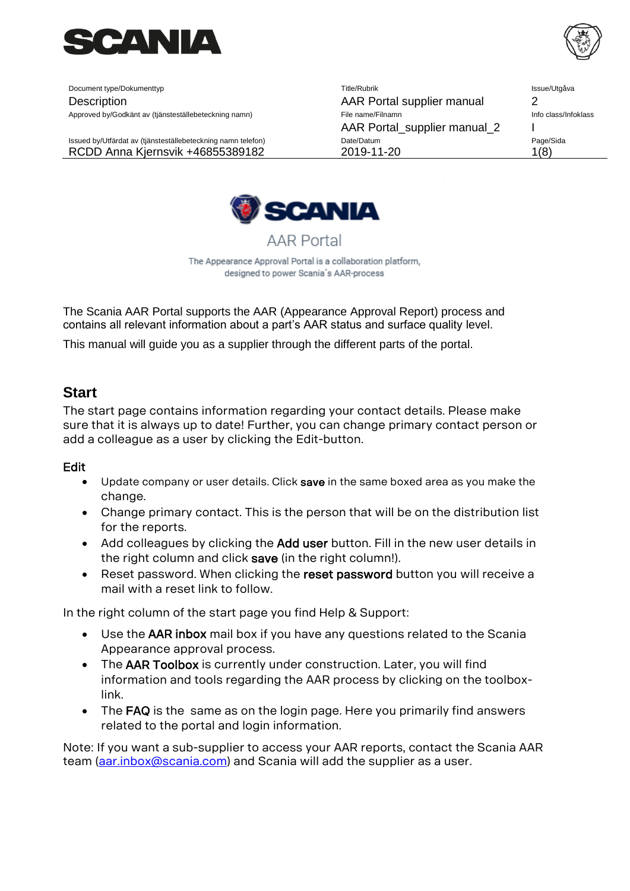| Document type/Dokumenttyp | Title/Rubrik | Issue/Utgåva |
| --- | --- | --- |
| Description | AAR Portal supplier manual | 2 |
| Approved by/Godkänt av (tjänsteställebeteckning namn) | File name/Filnamn | Info class/Infoklass |
| | AAR Portal_supplier manual_2 | I |
| Issued by/Utfärdat av (tjänsteställebeteckning namn telefon) | Date/Datum | Page/Sida |
| RCDD Anna Kjernsvik +46855389182 | 2019-11-20 | 1(8) |

AAR Portal

The Appearance Approval Portal is a collaboration platform, designed to power Scania´s AAR-process

The Scania AAR Portal supports the AAR (Appearance Approval Report) process and contains all relevant information about a part's AAR status and surface quality level.

This manual will guide you as a supplier through the different parts of the portal.

## Start

The start page contains information regarding your contact details. Please make sure that it is always up to date! Further, you can change primary contact person or add a colleague as a user by clicking the Edit-button.

### Edit

- Update company or user details. Click **save** in the same boxed area as you make the change.
- Change primary contact. This is the person that will be on the distribution list for the reports.
- Add colleagues by clicking the **Add user** button. Fill in the new user details in the right column and click **save** (in the right column!).
- Reset password. When clicking the **reset password** button you will receive a mail with a reset link to follow.

In the right column of the start page you find Help & Support:

- Use the **AAR inbox** mail box if you have any questions related to the Scania Appearance approval process.
- The **AAR Toolbox** is currently under construction. Later, you will find information and tools regarding the AAR process by clicking on the toolbox-link.
- The **FAQ** is the same as on the login page. Here you primarily find answers related to the portal and login information.

Note: If you want a sub-supplier to access your AAR reports, contact the Scania AAR team (aar.inbox@scania.com) and Scania will add the supplier as a user.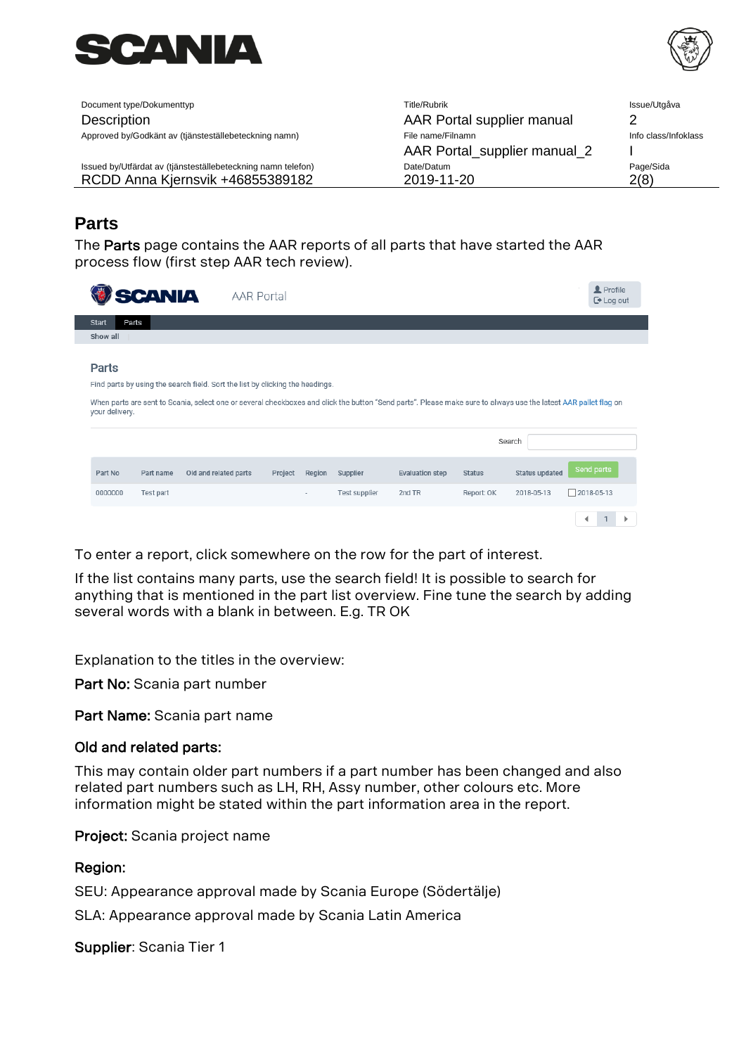## Parts

The **Parts** page contains the AAR reports of all parts that have started the AAR process flow (first step AAR tech review).

To enter a report, click somewhere on the row for the part of interest.

If the list contains many parts, use the search field! It is possible to search for anything that is mentioned in the part list overview. Fine tune the search by adding several words with a blank in between. E.g. TR OK

Explanation to the titles in the overview:

**Part No:** Scania part number

**Part Name:** Scania part name

**Old and related parts:**

This may contain older part numbers if a part number has been changed and also related part numbers such as LH, RH, Assy number, other colours etc. More information might be stated within the part information area in the report.

**Project:** Scania project name

**Region:**

SEU: Appearance approval made by Scania Europe (Södertälje)

SLA: Appearance approval made by Scania Latin America

**Supplier**: Scania Tier 1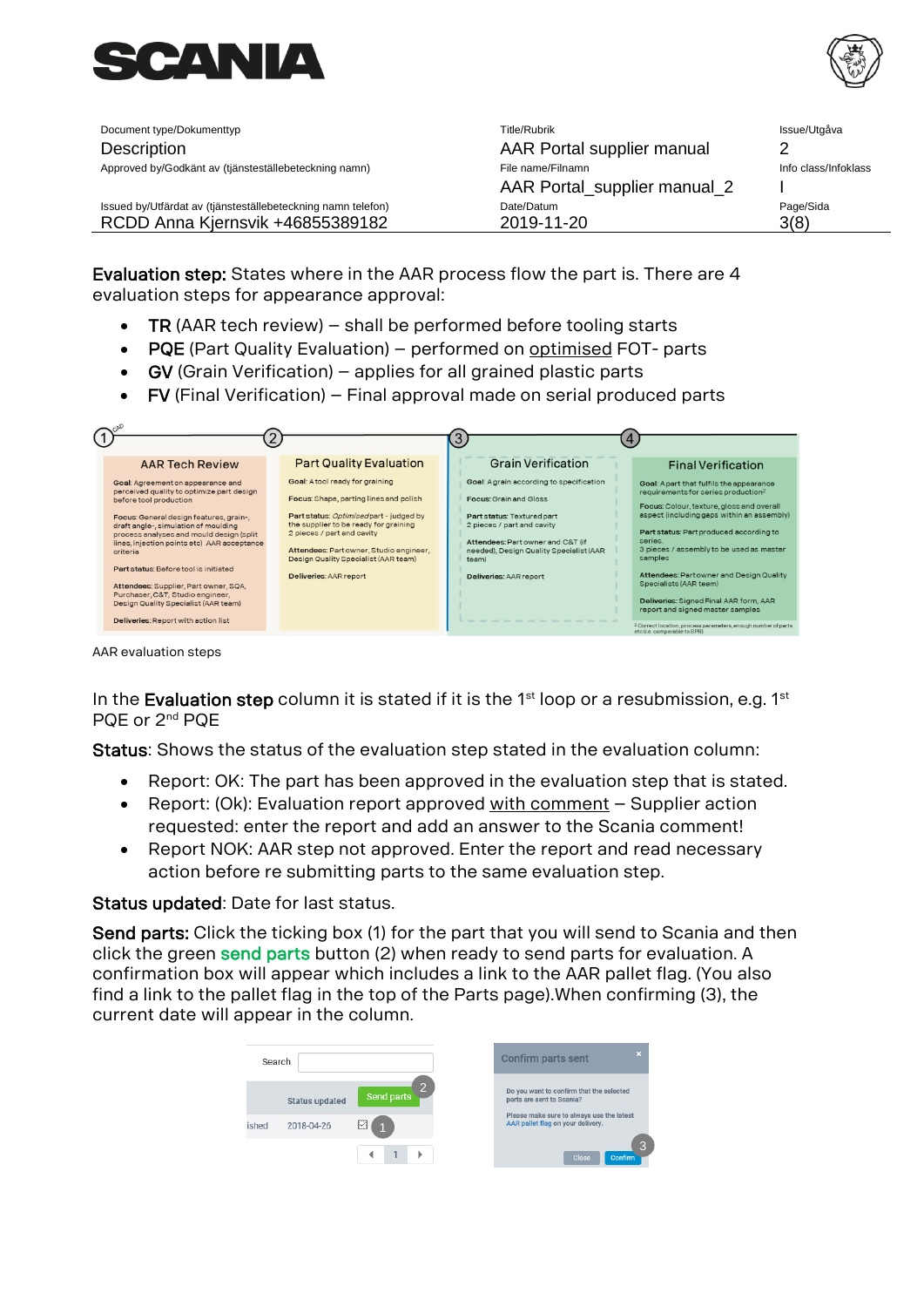**Evaluation step:** States where in the AAR process flow the part is. There are 4 evaluation steps for appearance approval:

- **TR** (AAR tech review) – shall be performed before tooling starts
- **PQE** (Part Quality Evaluation) – performed on optimised FOT- parts
- **GV** (Grain Verification) – applies for all grained plastic parts
- **FV** (Final Verification) – Final approval made on serial produced parts

| 1 AAR Tech Review | 2 Part Quality Evaluation | 3 Grain Verification | 4 Final Verification |
|---|---|---|---|
| **Goal:** Agreement on appearance and perceived quality to optimize part design before tool production | **Goal:** A tool ready for graining | **Goal:** A grain according to specification | **Goal:** A part that fulfils the appearance requirements for series production[2] |
| **Focus:** General design features, grain-, draft angle-, simulation of moulding process analyses and mould design (split lines, injection points etc) AAR acceptance criteria | **Focus:** Shape, parting lines and polish | **Focus:** Grain and Gloss | **Focus:** Colour, texture, gloss and overall aspect (including gaps within an assembly) |
| **Part status:** Before tool is initiated | **Part status:** *Optimised* part - judged by the supplier to be ready for graining 2 pieces / part and cavity | **Part status:** Textured part 2 pieces / part and cavity | **Part status:** Part produced according to series. 3 pieces / assembly to be used as master samples |
| **Attendees:** Supplier, Part owner, SQA, Purchaser, C&T, Studio engineer, Design Quality Specialist (AAR team) | **Attendees:** Part owner, Studio engineer, Design Quality Specialist (AAR team) | **Attendees:** Part owner and C&T (if needed), Design Quality Specialist (AAR team) | **Attendees:** Part owner and Design Quality Specialists (AAR team) |
| **Deliveries:** Report with action list | **Deliveries:** AAR report | **Deliveries:** AAR report | **Deliveries:** Signed Final AAR form, AAR report and signed master samples |

[2] Correct location, process parameters, enough number of parts etc (i.e. comparable to SPR)

AAR evaluation steps

In the **Evaluation step** column it is stated if it is the 1st loop or a resubmission, e.g. 1st PQE or 2nd PQE

**Status**: Shows the status of the evaluation step stated in the evaluation column:

- Report: OK: The part has been approved in the evaluation step that is stated.
- Report: (Ok): Evaluation report approved with comment – Supplier action requested: enter the report and add an answer to the Scania comment!
- Report NOK: AAR step not approved. Enter the report and read necessary action before re submitting parts to the same evaluation step.

**Status updated**: Date for last status.

**Send parts:** Click the ticking box (1) for the part that you will send to Scania and then click the green **send parts** button (2) when ready to send parts for evaluation. A confirmation box will appear which includes a link to the AAR pallet flag. (You also find a link to the pallet flag in the top of the Parts page).When confirming (3), the current date will appear in the column.

Search

Status updated | Send parts (2)

ished | 2018-04-26 | (1)

**Confirm parts sent**

Do you want to confirm that the selected parts are sent to Scania?

Please make sure to always use the latest AAR pallet flag on your delivery.

Close | Confirm (3)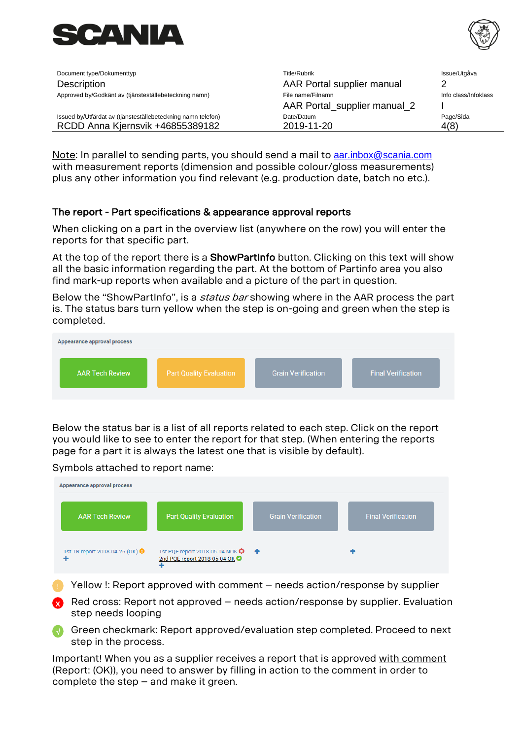Note: In parallel to sending parts, you should send a mail to aar.inbox@scania.com with measurement reports (dimension and possible colour/gloss measurements) plus any other information you find relevant (e.g. production date, batch no etc.).

### The report - Part specifications & appearance approval reports

When clicking on a part in the overview list (anywhere on the row) you will enter the reports for that specific part.

At the top of the report there is a **ShowPartInfo** button. Clicking on this text will show all the basic information regarding the part. At the bottom of Partinfo area you also find mark-up reports when available and a picture of the part in question.

Below the "ShowPartInfo", is a *status bar* showing where in the AAR process the part is. The status bars turn yellow when the step is on-going and green when the step is completed.

Appearance approval process

| AAR Tech Review | Part Quality Evaluation | Grain Verification | Final Verification |
|---|---|---|---|

Below the status bar is a list of all reports related to each step. Click on the report you would like to see to enter the report for that step. (When entering the reports page for a part it is always the latest one that is visible by default).

Symbols attached to report name:

Appearance approval process

| AAR Tech Review | Part Quality Evaluation | Grain Verification | Final Verification |
|---|---|---|---|
| 1st TR report 2018-04-26 (OK) ! <br> + | 1st PQE report 2018-05-04 NOK x <br> 2nd PQE report 2018-05-04 OK √ <br> + | + | + |

- Yellow !: Report approved with comment – needs action/response by supplier
- Red cross: Report not approved – needs action/response by supplier. Evaluation step needs looping
- Green checkmark: Report approved/evaluation step completed. Proceed to next step in the process.

Important! When you as a supplier receives a report that is approved with comment (Report: (OK)), you need to answer by filling in action to the comment in order to complete the step – and make it green.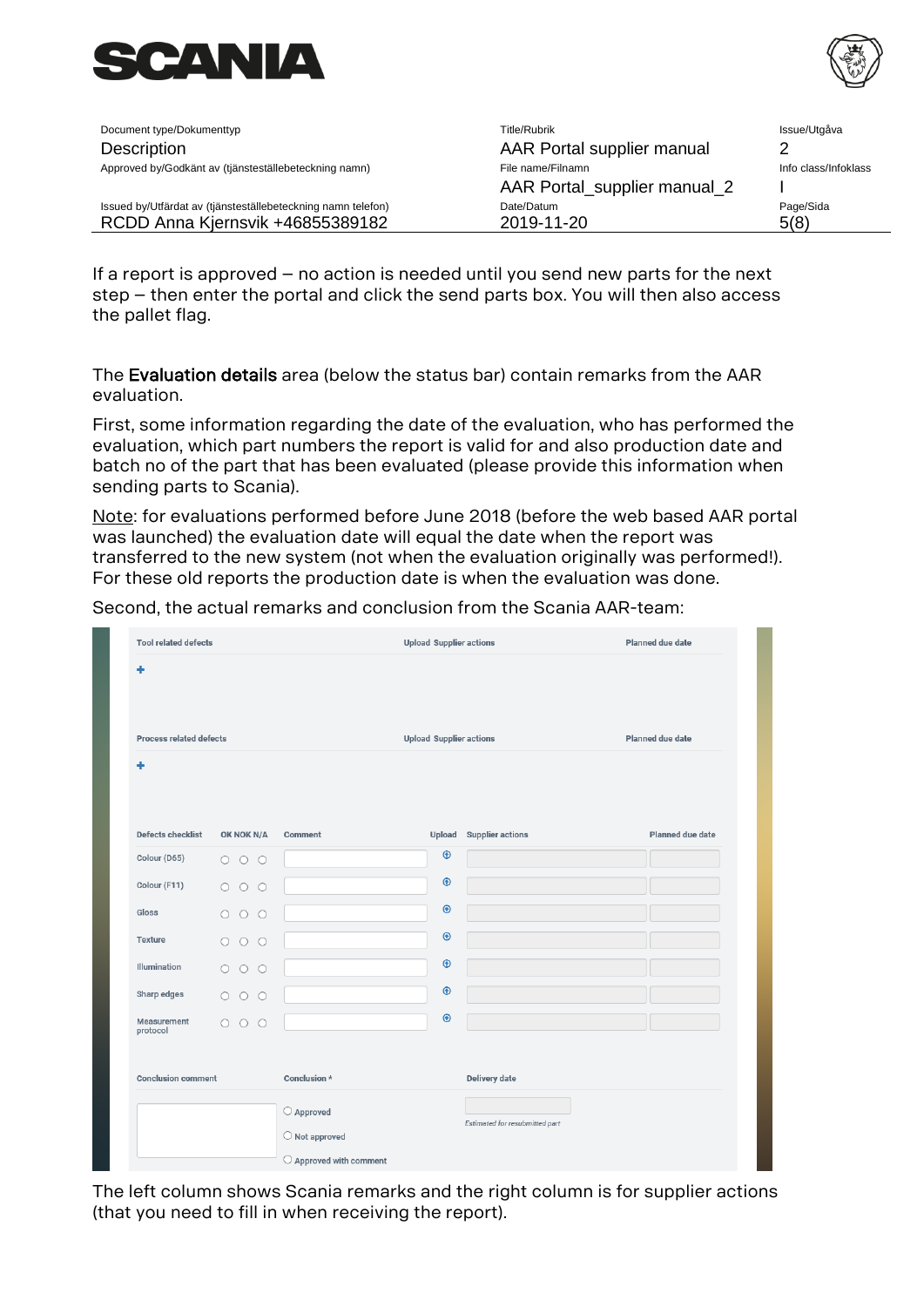If a report is approved – no action is needed until you send new parts for the next step – then enter the portal and click the send parts box. You will then also access the pallet flag.

The **Evaluation details** area (below the status bar) contain remarks from the AAR evaluation.

First, some information regarding the date of the evaluation, who has performed the evaluation, which part numbers the report is valid for and also production date and batch no of the part that has been evaluated (please provide this information when sending parts to Scania).

Note: for evaluations performed before June 2018 (before the web based AAR portal was launched) the evaluation date will equal the date when the report was transferred to the new system (not when the evaluation originally was performed!). For these old reports the production date is when the evaluation was done.

Second, the actual remarks and conclusion from the Scania AAR-team:

| Tool related defects | Upload Supplier actions | Planned due date |
|---|---|---|
| + | | |

| Process related defects | Upload Supplier actions | Planned due date |
|---|---|---|
| + | | |

| Defects checklist | OK NOK N/A | Comment | Upload | Supplier actions | Planned due date |
|---|---|---|---|---|---|
| Colour (D65) | ○ ○ ○ | | | | |
| Colour (F11) | ○ ○ ○ | | | | |
| Gloss | ○ ○ ○ | | | | |
| Texture | ○ ○ ○ | | | | |
| Illumination | ○ ○ ○ | | | | |
| Sharp edges | ○ ○ ○ | | | | |
| Measurement protocol | ○ ○ ○ | | | | |

| Conclusion comment | Conclusion * | Delivery date |
|---|---|---|
| | ○ Approved<br>○ Not approved<br>○ Approved with comment | Estimated for resubmitted part |

The left column shows Scania remarks and the right column is for supplier actions (that you need to fill in when receiving the report).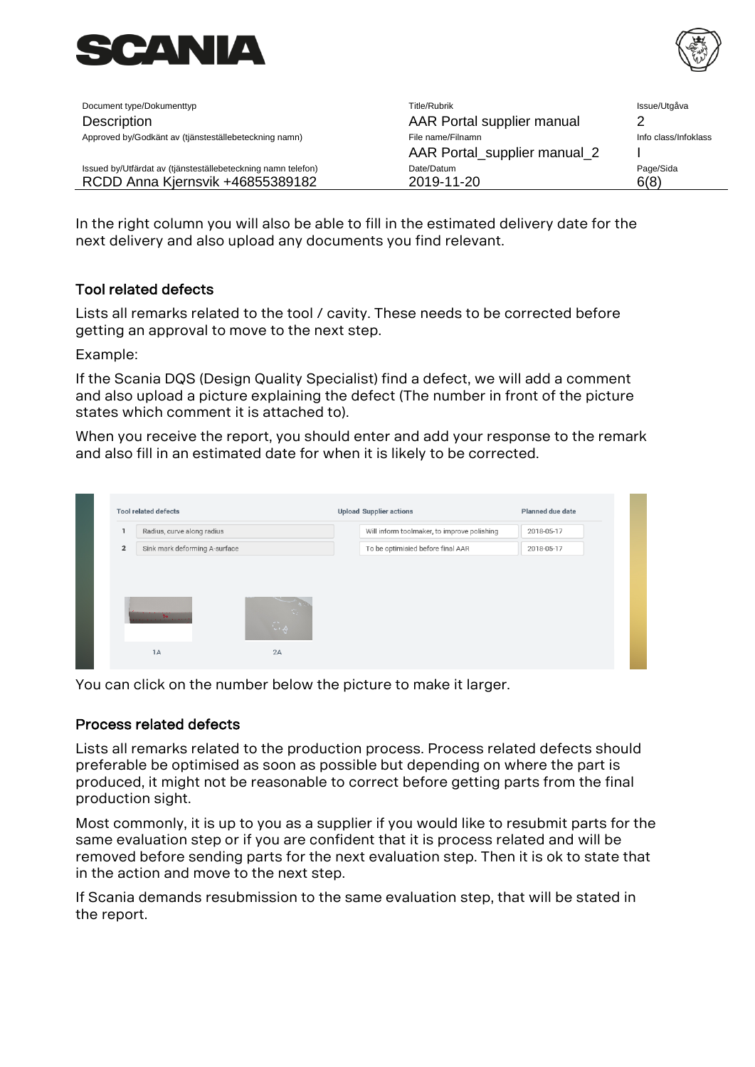In the right column you will also be able to fill in the estimated delivery date for the next delivery and also upload any documents you find relevant.

## Tool related defects

Lists all remarks related to the tool / cavity. These needs to be corrected before getting an approval to move to the next step.

Example:

If the Scania DQS (Design Quality Specialist) find a defect, we will add a comment and also upload a picture explaining the defect (The number in front of the picture states which comment it is attached to).

When you receive the report, you should enter and add your response to the remark and also fill in an estimated date for when it is likely to be corrected.

| | Tool related defects | Upload Supplier actions | Planned due date |
|---|---|---|---|
| 1 | Radius, curve along radius | Will inform toolmaker, to improve polishing | 2018-05-17 |
| 2 | Sink mark deforming A-surface | To be optimisied before final AAR | 2018-05-17 |

1A 2A

You can click on the number below the picture to make it larger.

## Process related defects

Lists all remarks related to the production process. Process related defects should preferable be optimised as soon as possible but depending on where the part is produced, it might not be reasonable to correct before getting parts from the final production sight.

Most commonly, it is up to you as a supplier if you would like to resubmit parts for the same evaluation step or if you are confident that it is process related and will be removed before sending parts for the next evaluation step. Then it is ok to state that in the action and move to the next step.

If Scania demands resubmission to the same evaluation step, that will be stated in the report.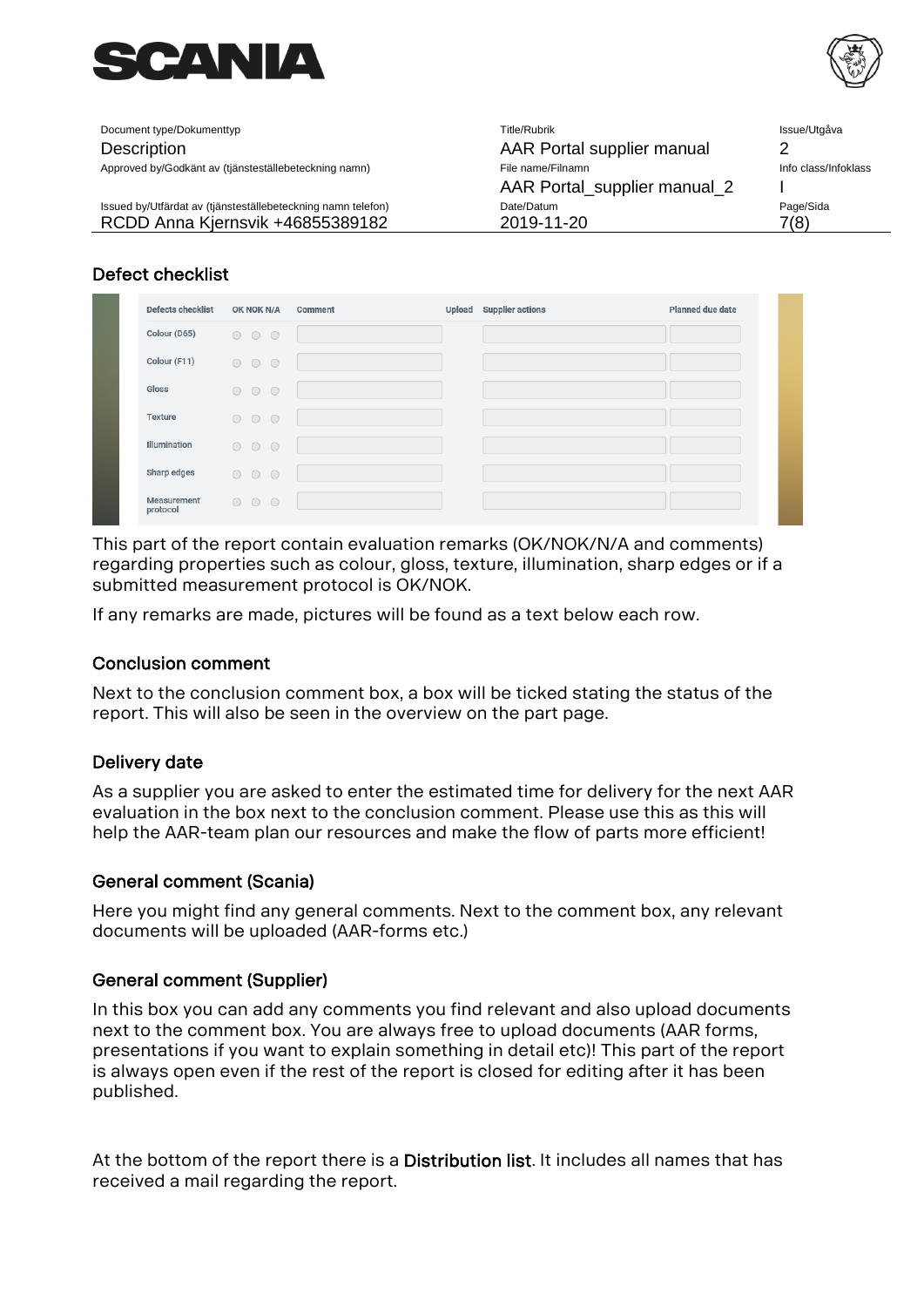## Defect checklist

| Defects checklist | OK NOK N/A | Comment | Upload | Supplier actions | Planned due date |
|---|---|---|---|---|---|
| Colour (D65) | | | | | |
| Colour (F11) | | | | | |
| Gloss | | | | | |
| Texture | | | | | |
| Illumination | | | | | |
| Sharp edges | | | | | |
| Measurement protocol | | | | | |

This part of the report contain evaluation remarks (OK/NOK/N/A and comments) regarding properties such as colour, gloss, texture, illumination, sharp edges or if a submitted measurement protocol is OK/NOK.

If any remarks are made, pictures will be found as a text below each row.

## Conclusion comment

Next to the conclusion comment box, a box will be ticked stating the status of the report. This will also be seen in the overview on the part page.

## Delivery date

As a supplier you are asked to enter the estimated time for delivery for the next AAR evaluation in the box next to the conclusion comment. Please use this as this will help the AAR-team plan our resources and make the flow of parts more efficient!

## General comment (Scania)

Here you might find any general comments. Next to the comment box, any relevant documents will be uploaded (AAR-forms etc.)

## General comment (Supplier)

In this box you can add any comments you find relevant and also upload documents next to the comment box. You are always free to upload documents (AAR forms, presentations if you want to explain something in detail etc)! This part of the report is always open even if the rest of the report is closed for editing after it has been published.

At the bottom of the report there is a **Distribution list**. It includes all names that has received a mail regarding the report.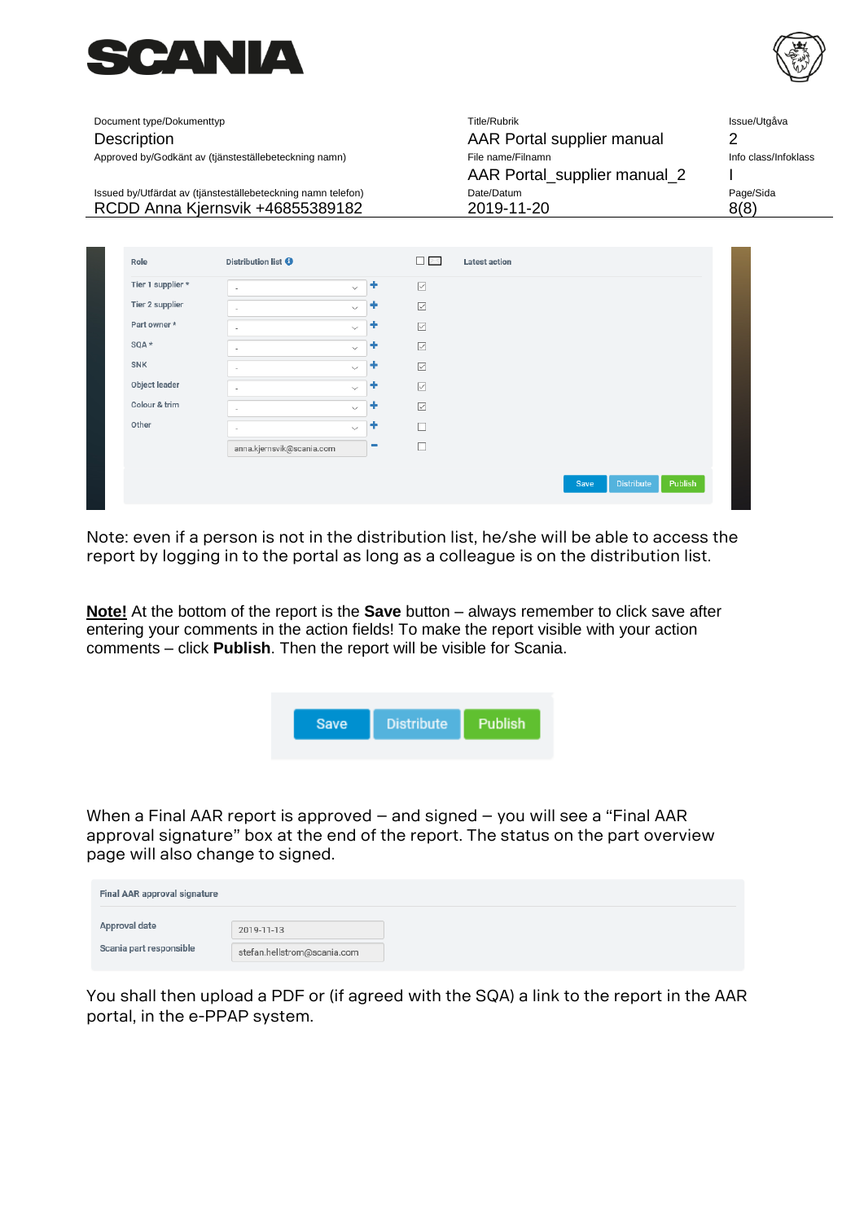| Document type/Dokumenttyp | Title/Rubrik | Issue/Utgåva |
|---|---|---|
| Description | AAR Portal supplier manual | 2 |
| Approved by/Godkänt av (tjänsteställebeteckning namn) | File name/Filnamn | Info class/Infoklass |
| | AAR Portal_supplier manual_2 | I |
| Issued by/Utfärdat av (tjänsteställebeteckning namn telefon) | Date/Datum | Page/Sida |
| RCDD Anna Kjernsvik +46855389182 | 2019-11-20 | 8(8) |

| Role | Distribution list | ☐ | Latest action |
|---|---|---|---|
| Tier 1 supplier * | - | ☑ | |
| Tier 2 supplier | - | ☑ | |
| Part owner * | - | ☑ | |
| SQA * | - | ☑ | |
| SNK | - | ☑ | |
| Object leader | - | ☑ | |
| Colour & trim | - | ☑ | |
| Other | - | ☐ | |
| | anna.kjernsvik@scania.com | ☐ | |

Save | Distribute | Publish

Note: even if a person is not in the distribution list, he/she will be able to access the report by logging in to the portal as long as a colleague is on the distribution list.

**Note!** At the bottom of the report is the **Save** button – always remember to click save after entering your comments in the action fields! To make the report visible with your action comments – click **Publish**. Then the report will be visible for Scania.

Save | Distribute | Publish

When a Final AAR report is approved – and signed – you will see a "Final AAR approval signature" box at the end of the report. The status on the part overview page will also change to signed.

| Final AAR approval signature | |
|---|---|
| Approval date | 2019-11-13 |
| Scania part responsible | stefan.hellstrom@scania.com |

You shall then upload a PDF or (if agreed with the SQA) a link to the report in the AAR portal, in the e-PPAP system.